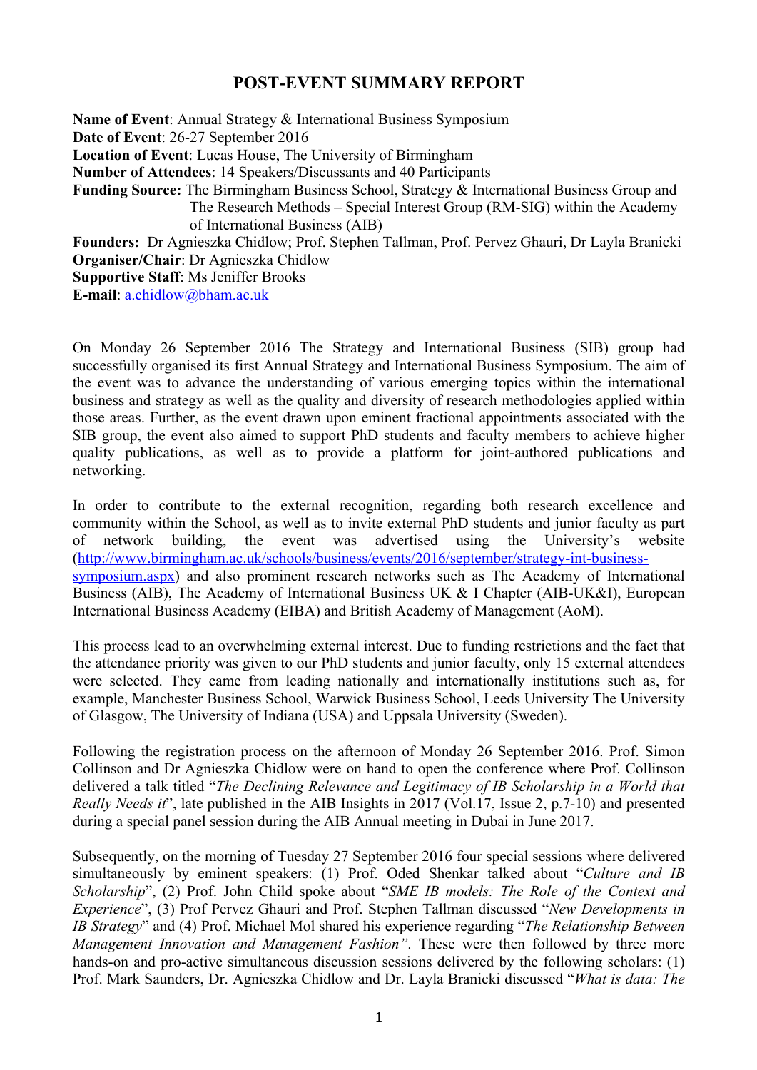# POST-EVENT SUMMARY REPORT

**Name of Event**: Annual Strategy & International Business Symposium
**Date of Event**: 26-27 September 2016
**Location of Event**: Lucas House, The University of Birmingham
**Number of Attendees**: 14 Speakers/Discussants and 40 Participants
**Funding Source:** The Birmingham Business School, Strategy & International Business Group and The Research Methods – Special Interest Group (RM-SIG) within the Academy of International Business (AIB)
**Founders:** Dr Agnieszka Chidlow; Prof. Stephen Tallman, Prof. Pervez Ghauri, Dr Layla Branicki
**Organiser/Chair**: Dr Agnieszka Chidlow
**Supportive Staff**: Ms Jeniffer Brooks
**E-mail**: a.chidlow@bham.ac.uk

On Monday 26 September 2016 The Strategy and International Business (SIB) group had successfully organised its first Annual Strategy and International Business Symposium. The aim of the event was to advance the understanding of various emerging topics within the international business and strategy as well as the quality and diversity of research methodologies applied within those areas. Further, as the event drawn upon eminent fractional appointments associated with the SIB group, the event also aimed to support PhD students and faculty members to achieve higher quality publications, as well as to provide a platform for joint-authored publications and networking.

In order to contribute to the external recognition, regarding both research excellence and community within the School, as well as to invite external PhD students and junior faculty as part of network building, the event was advertised using the University's website (http://www.birmingham.ac.uk/schools/business/events/2016/september/strategy-int-business-symposium.aspx) and also prominent research networks such as The Academy of International Business (AIB), The Academy of International Business UK & I Chapter (AIB-UK&I), European International Business Academy (EIBA) and British Academy of Management (AoM).

This process lead to an overwhelming external interest. Due to funding restrictions and the fact that the attendance priority was given to our PhD students and junior faculty, only 15 external attendees were selected. They came from leading nationally and internationally institutions such as, for example, Manchester Business School, Warwick Business School, Leeds University The University of Glasgow, The University of Indiana (USA) and Uppsala University (Sweden).

Following the registration process on the afternoon of Monday 26 September 2016. Prof. Simon Collinson and Dr Agnieszka Chidlow were on hand to open the conference where Prof. Collinson delivered a talk titled "*The Declining Relevance and Legitimacy of IB Scholarship in a World that Really Needs it*", late published in the AIB Insights in 2017 (Vol.17, Issue 2, p.7-10) and presented during a special panel session during the AIB Annual meeting in Dubai in June 2017.

Subsequently, on the morning of Tuesday 27 September 2016 four special sessions where delivered simultaneously by eminent speakers: (1) Prof. Oded Shenkar talked about "*Culture and IB Scholarship*", (2) Prof. John Child spoke about "*SME IB models: The Role of the Context and Experience*", (3) Prof Pervez Ghauri and Prof. Stephen Tallman discussed "*New Developments in IB Strategy*" and (4) Prof. Michael Mol shared his experience regarding "*The Relationship Between Management Innovation and Management Fashion*". These were then followed by three more hands-on and pro-active simultaneous discussion sessions delivered by the following scholars: (1) Prof. Mark Saunders, Dr. Agnieszka Chidlow and Dr. Layla Branicki discussed "*What is data: The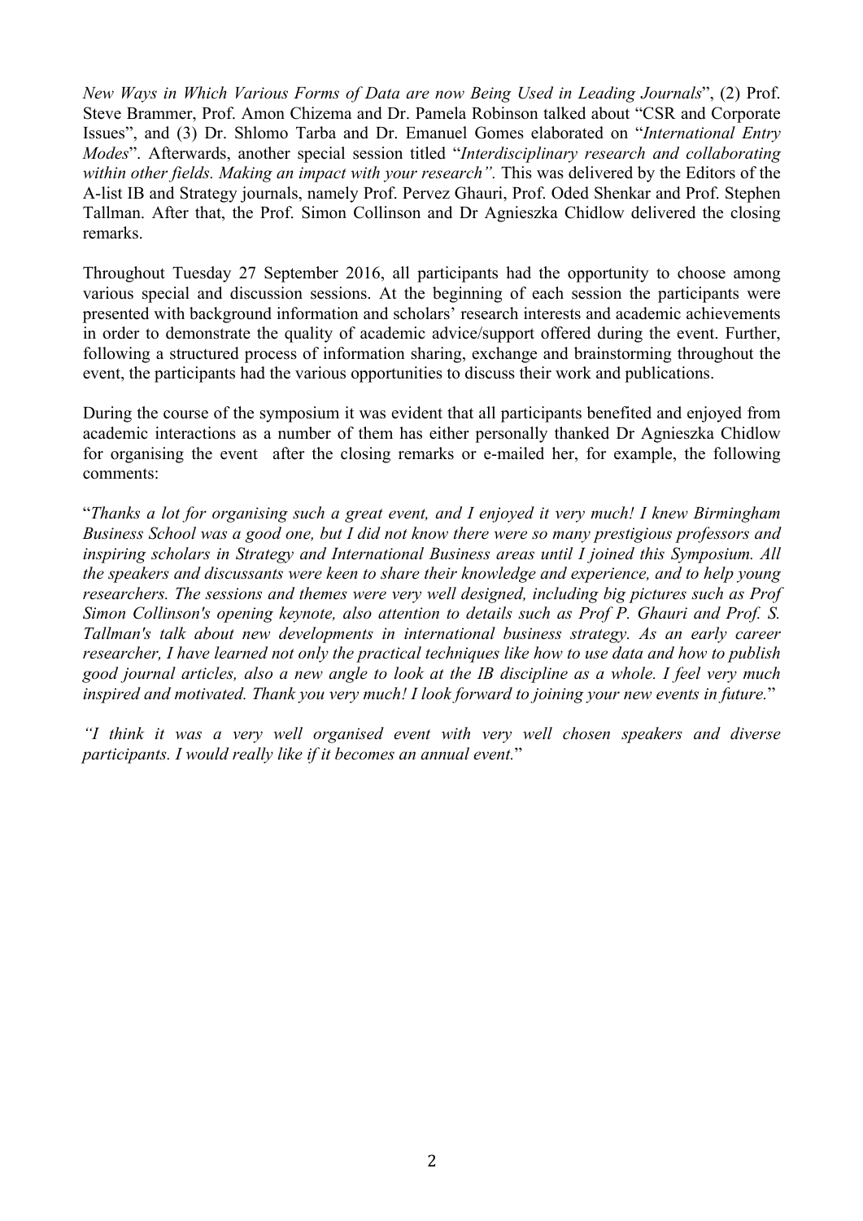*New Ways in Which Various Forms of Data are now Being Used in Leading Journals*", (2) Prof. Steve Brammer, Prof. Amon Chizema and Dr. Pamela Robinson talked about "CSR and Corporate Issues", and (3) Dr. Shlomo Tarba and Dr. Emanuel Gomes elaborated on "*International Entry Modes*". Afterwards, another special session titled "*Interdisciplinary research and collaborating within other fields. Making an impact with your research".* This was delivered by the Editors of the A-list IB and Strategy journals, namely Prof. Pervez Ghauri, Prof. Oded Shenkar and Prof. Stephen Tallman. After that, the Prof. Simon Collinson and Dr Agnieszka Chidlow delivered the closing remarks.

Throughout Tuesday 27 September 2016, all participants had the opportunity to choose among various special and discussion sessions. At the beginning of each session the participants were presented with background information and scholars' research interests and academic achievements in order to demonstrate the quality of academic advice/support offered during the event. Further, following a structured process of information sharing, exchange and brainstorming throughout the event, the participants had the various opportunities to discuss their work and publications.

During the course of the symposium it was evident that all participants benefited and enjoyed from academic interactions as a number of them has either personally thanked Dr Agnieszka Chidlow for organising the event after the closing remarks or e-mailed her, for example, the following comments:

"*Thanks a lot for organising such a great event, and I enjoyed it very much! I knew Birmingham Business School was a good one, but I did not know there were so many prestigious professors and inspiring scholars in Strategy and International Business areas until I joined this Symposium. All the speakers and discussants were keen to share their knowledge and experience, and to help young researchers. The sessions and themes were very well designed, including big pictures such as Prof Simon Collinson's opening keynote, also attention to details such as Prof P. Ghauri and Prof. S. Tallman's talk about new developments in international business strategy. As an early career researcher, I have learned not only the practical techniques like how to use data and how to publish good journal articles, also a new angle to look at the IB discipline as a whole. I feel very much inspired and motivated. Thank you very much! I look forward to joining your new events in future.*"

*"I think it was a very well organised event with very well chosen speakers and diverse participants. I would really like if it becomes an annual event.*"